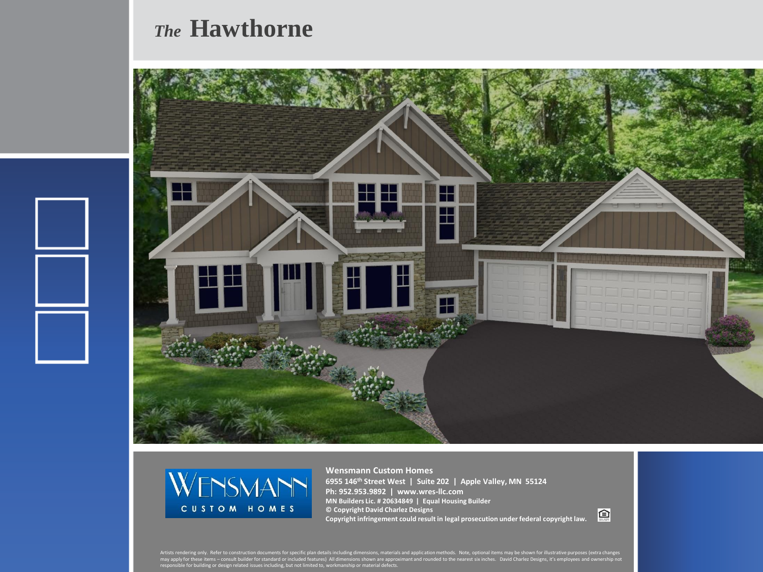# *The* Hawthorne

**Wensmann Custom Homes**
**6955 146th Street West | Suite 202 | Apple Valley, MN 55124**
**Ph: 952.953.9892 | www.wres-llc.com**
**MN Builders Lic. # 20634849 | Equal Housing Builder**
**© Copyright David Charlez Designs**
**Copyright infringement could result in legal prosecution under federal copyright law.**

Artists rendering only. Refer to construction documents for specific plan details including dimensions, materials and application methods. Note, optional items may be shown for illustrative purposes (extra changes may apply for these items – consult builder for standard or included features) All dimensions shown are approximant and rounded to the nearest six inches. David Charlez Designs, it's employees and ownership not responsible for building or design related issues including, but not limited to, workmanship or material defects.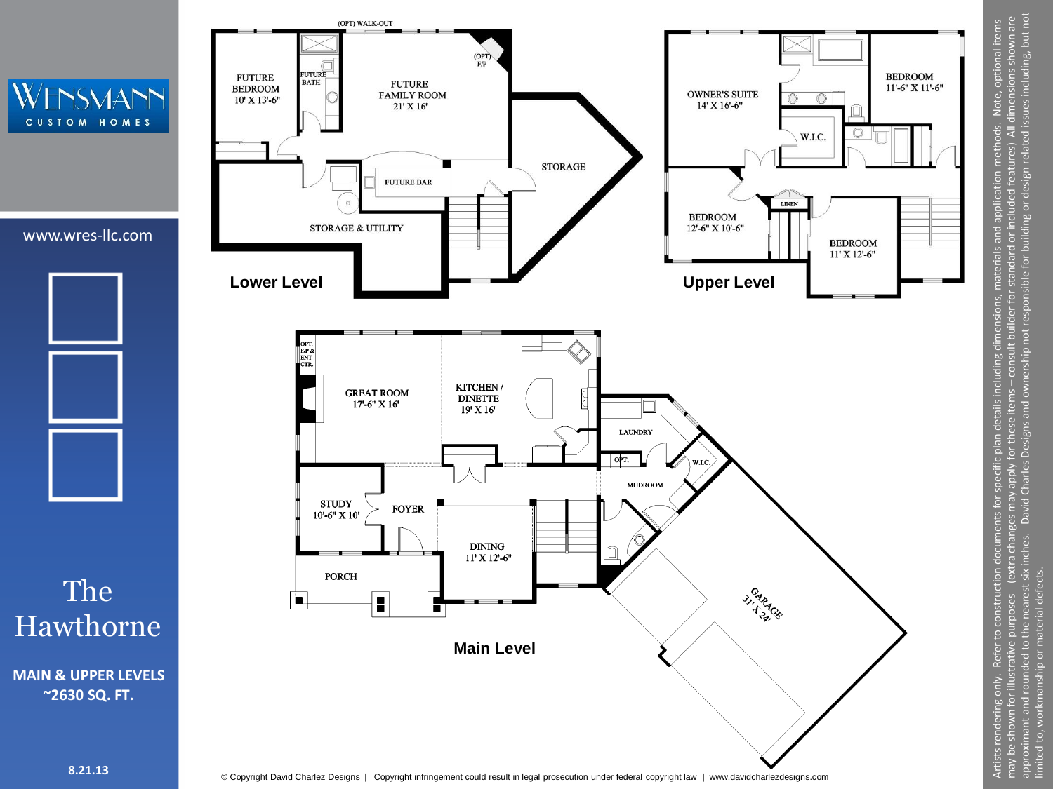WENSMANN
CUSTOM HOMES

www.wres-llc.com

# The Hawthorne

**MAIN & UPPER LEVELS**
**~2630 SQ. FT.**

8.21.13

## Lower Level

(OPT) WALK-OUT

FUTURE BEDROOM 10' X 13'-6"

FUTURE BATH

FUTURE FAMILY ROOM 21' X 16'

(OPT) F/P

FUTURE BAR

STORAGE & UTILITY

STORAGE

## Upper Level

OWNER'S SUITE 14' X 16'-6"

W.I.C.

BEDROOM 11'-6" X 11'-6"

BEDROOM 12'-6" X 10'-6"

LINEN

BEDROOM 11' X 12'-6"

## Main Level

OPT. F/P & ENT CTR.

GREAT ROOM 17'-6" X 16'

KITCHEN / DINETTE 19' X 16'

LAUNDRY

OPT.

W.I.C.

MUDROOM

STUDY 10'-6" X 10'

FOYER

DINING 11' X 12'-6"

PORCH

GARAGE 31' X 24'

© Copyright David Charlez Designs | Copyright infringement could result in legal prosecution under federal copyright law | www.davidcharlezdesigns.com

Artists rendering only. Refer to construction documents for specific plan details including dimensions, materials and application methods. Note, optional items may be shown for illustrative purposes (extra changes may apply for these items – consult builder for standard or included features) All dimensions shown are approximant and rounded to the nearest six inches. David Charles Designs and ownership not responsible for building or design related issues including, but not limited to, workmanship or material defects.